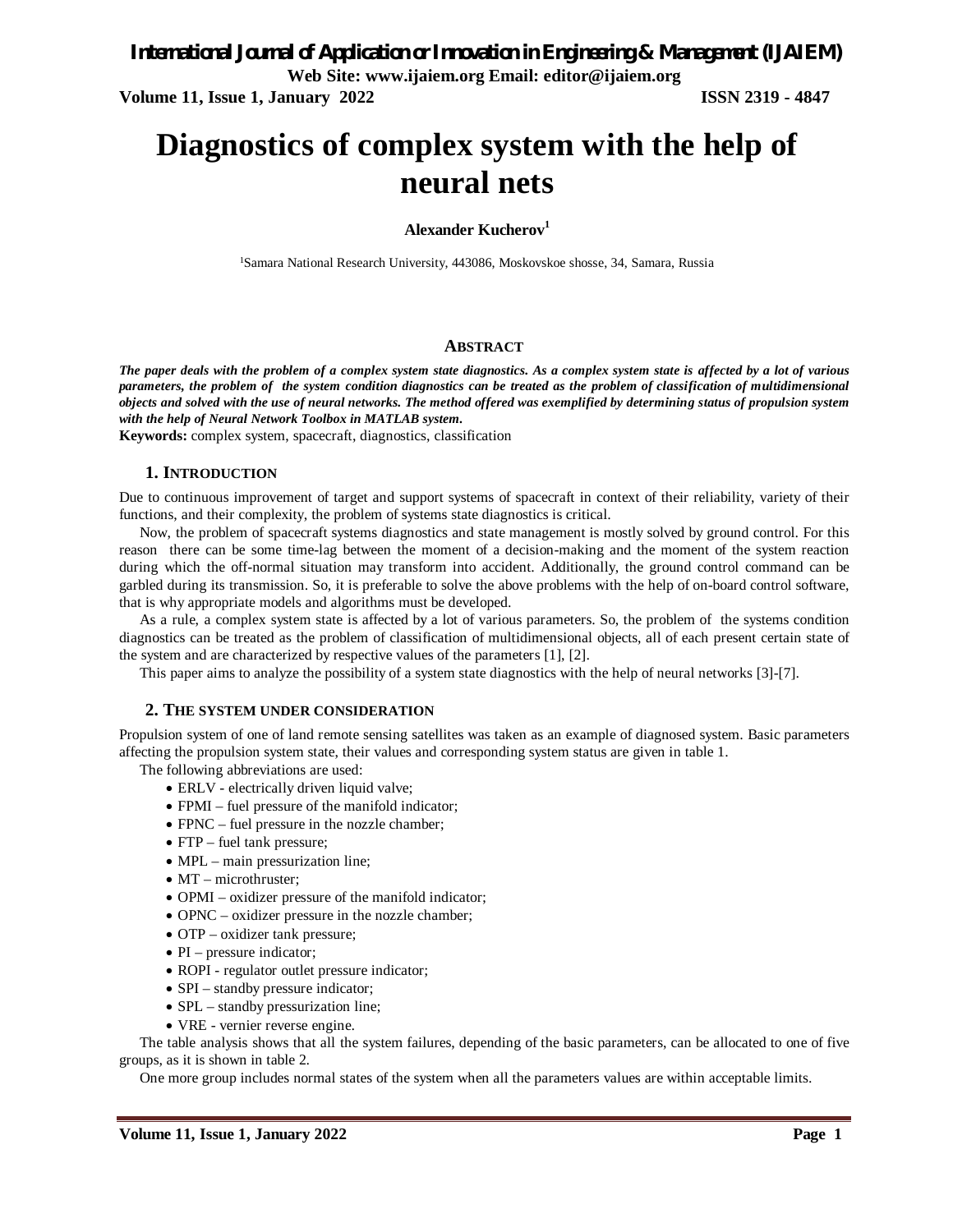# Diagnostics of complex system with the help of neural nets

**Alexander Kucherov**[1]

[1]Samara National Research University, 443086, Moskovskoe shosse, 34, Samara, Russia

## Abstract

***The paper deals with the problem of a complex system state diagnostics. As a complex system state is affected by a lot of various parameters, the problem of the system condition diagnostics can be treated as the problem of classification of multidimensional objects and solved with the use of neural networks. The method offered was exemplified by determining status of propulsion system with the help of Neural Network Toolbox in MATLAB system.***

**Keywords:** complex system, spacecraft, diagnostics, classification

## 1. Introduction

Due to continuous improvement of target and support systems of spacecraft in context of their reliability, variety of their functions, and their complexity, the problem of systems state diagnostics is critical.

Now, the problem of spacecraft systems diagnostics and state management is mostly solved by ground control. For this reason there can be some time-lag between the moment of a decision-making and the moment of the system reaction during which the off-normal situation may transform into accident. Additionally, the ground control command can be garbled during its transmission. So, it is preferable to solve the above problems with the help of on-board control software, that is why appropriate models and algorithms must be developed.

As a rule, a complex system state is affected by a lot of various parameters. So, the problem of the systems condition diagnostics can be treated as the problem of classification of multidimensional objects, all of each present certain state of the system and are characterized by respective values of the parameters [1], [2].

This paper aims to analyze the possibility of a system state diagnostics with the help of neural networks [3]-[7].

## 2. The system under consideration

Propulsion system of one of land remote sensing satellites was taken as an example of diagnosed system. Basic parameters affecting the propulsion system state, their values and corresponding system status are given in table 1.

The following abbreviations are used:

- ERLV - electrically driven liquid valve;
- FPMI – fuel pressure of the manifold indicator;
- FPNC – fuel pressure in the nozzle chamber;
- FTP – fuel tank pressure;
- MPL – main pressurization line;
- MT – microthruster;
- OPMI – oxidizer pressure of the manifold indicator;
- OPNC – oxidizer pressure in the nozzle chamber;
- OTP – oxidizer tank pressure;
- PI – pressure indicator;
- ROPI - regulator outlet pressure indicator;
- SPI – standby pressure indicator;
- SPL – standby pressurization line;
- VRE - vernier reverse engine.

The table analysis shows that all the system failures, depending of the basic parameters, can be allocated to one of five groups, as it is shown in table 2.

One more group includes normal states of the system when all the parameters values are within acceptable limits.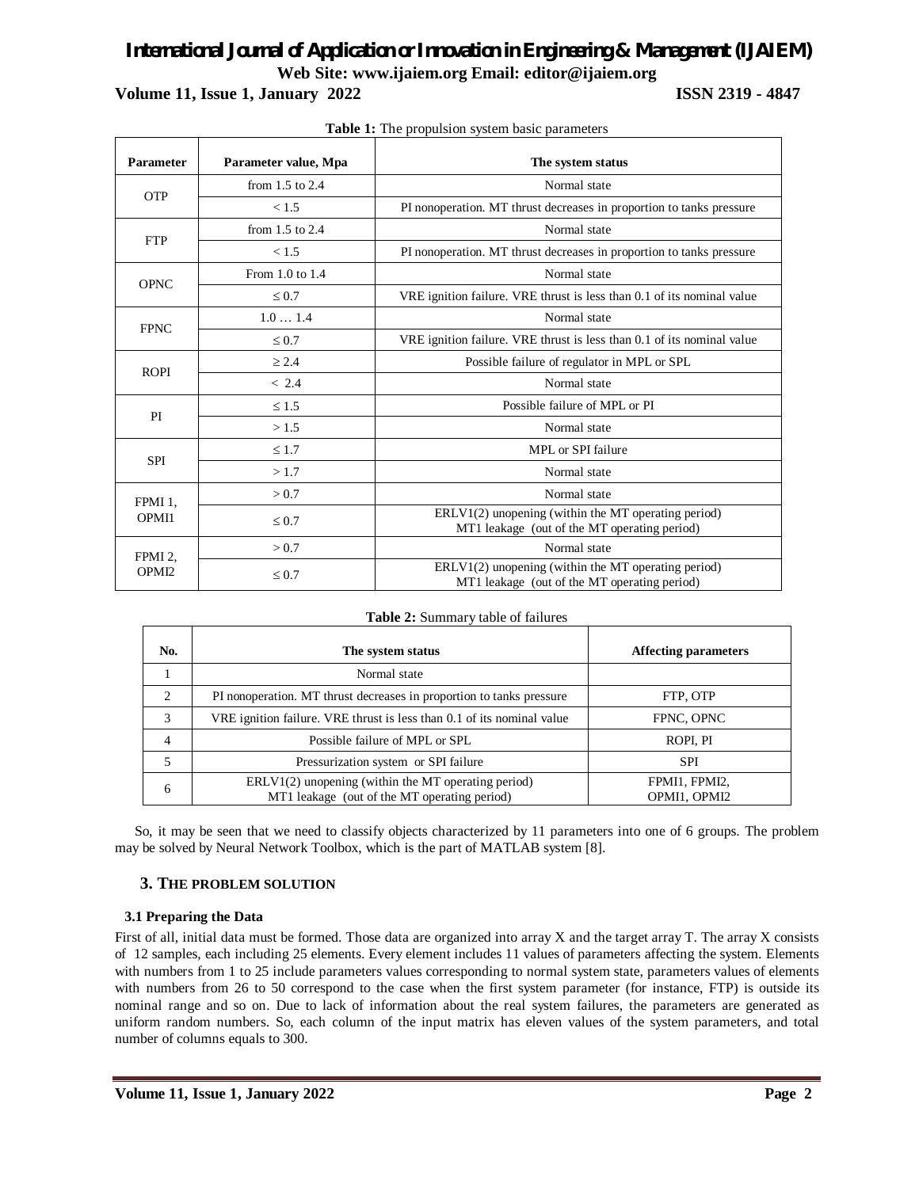**Table 1:** The propulsion system basic parameters

| Parameter | Parameter value, Mpa | The system status |
|---|---|---|
| OTP | from 1.5 to 2.4 | Normal state |
| | < 1.5 | PI nonoperation. MT thrust decreases in proportion to tanks pressure |
| FTP | from 1.5 to 2.4 | Normal state |
| | < 1.5 | PI nonoperation. MT thrust decreases in proportion to tanks pressure |
| OPNC | From 1.0 to 1.4 | Normal state |
| | ≤ 0.7 | VRE ignition failure. VRE thrust is less than 0.1 of its nominal value |
| FPNC | 1.0 … 1.4 | Normal state |
| | ≤ 0.7 | VRE ignition failure. VRE thrust is less than 0.1 of its nominal value |
| ROPI | ≥ 2.4 | Possible failure of regulator in MPL or SPL |
| | < 2.4 | Normal state |
| PI | ≤ 1.5 | Possible failure of MPL or PI |
| | > 1.5 | Normal state |
| SPI | ≤ 1.7 | MPL or SPI failure |
| | > 1.7 | Normal state |
| FPMI 1, OPMI1 | > 0.7 | Normal state |
| | ≤ 0.7 | ERLV1(2) unopening (within the MT operating period) MT1 leakage (out of the MT operating period) |
| FPMI 2, OPMI2 | > 0.7 | Normal state |
| | ≤ 0.7 | ERLV1(2) unopening (within the MT operating period) MT1 leakage (out of the MT operating period) |

**Table 2:** Summary table of failures

| No. | The system status | Affecting parameters |
|---|---|---|
| 1 | Normal state | |
| 2 | PI nonoperation. MT thrust decreases in proportion to tanks pressure | FTP, OTP |
| 3 | VRE ignition failure. VRE thrust is less than 0.1 of its nominal value | FPNC, OPNC |
| 4 | Possible failure of MPL or SPL | ROPI, PI |
| 5 | Pressurization system or SPI failure | SPI |
| 6 | ERLV1(2) unopening (within the MT operating period) MT1 leakage (out of the MT operating period) | FPMI1, FPMI2, OPMI1, OPMI2 |

So, it may be seen that we need to classify objects characterized by 11 parameters into one of 6 groups. The problem may be solved by Neural Network Toolbox, which is the part of MATLAB system [8].

## 3. THE PROBLEM SOLUTION

### 3.1 Preparing the Data

First of all, initial data must be formed. Those data are organized into array X and the target array T. The array X consists of 12 samples, each including 25 elements. Every element includes 11 values of parameters affecting the system. Elements with numbers from 1 to 25 include parameters values corresponding to normal system state, parameters values of elements with numbers from 26 to 50 correspond to the case when the first system parameter (for instance, FTP) is outside its nominal range and so on. Due to lack of information about the real system failures, the parameters are generated as uniform random numbers. So, each column of the input matrix has eleven values of the system parameters, and total number of columns equals to 300.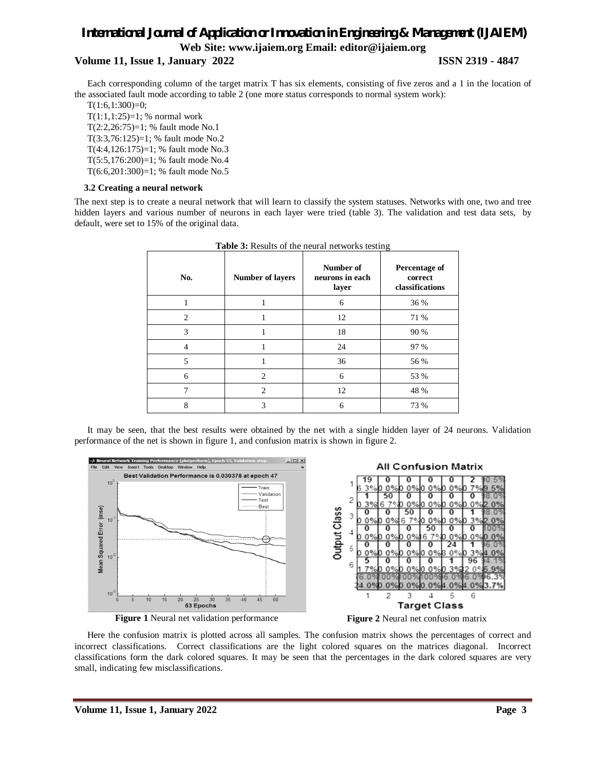Each corresponding column of the target matrix T has six elements, consisting of five zeros and a 1 in the location of the associated fault mode according to table 2 (one more status corresponds to normal system work):

```
T(1:6,1:300)=0;
T(1:1,1:25)=1; % normal work
T(2:2,26:75)=1; % fault mode No.1
T(3:3,76:125)=1; % fault mode No.2
T(4:4,126:175)=1; % fault mode No.3
T(5:5,176:200)=1; % fault mode No.4
T(6:6,201:300)=1; % fault mode No.5
```

### 3.2 Creating a neural network

The next step is to create a neural network that will learn to classify the system statuses. Networks with one, two and tree hidden layers and various number of neurons in each layer were tried (table 3). The validation and test data sets, by default, were set to 15% of the original data.

**Table 3:** Results of the neural networks testing

| No. | Number of layers | Number of neurons in each layer | Percentage of correct classifications |
|---|---|---|---|
| 1 | 1 | 6 | 36 % |
| 2 | 1 | 12 | 71 % |
| 3 | 1 | 18 | 90 % |
| 4 | 1 | 24 | 97 % |
| 5 | 1 | 36 | 56 % |
| 6 | 2 | 6 | 53 % |
| 7 | 2 | 12 | 48 % |
| 8 | 3 | 6 | 73 % |

It may be seen, that the best results were obtained by the net with a single hidden layer of 24 neurons. Validation performance of the net is shown in figure 1, and confusion matrix is shown in figure 2.

**Figure 1** Neural net validation performance

**Figure 2** Neural net confusion matrix

Here the confusion matrix is plotted across all samples. The confusion matrix shows the percentages of correct and incorrect classifications. Correct classifications are the light colored squares on the matrices diagonal. Incorrect classifications form the dark colored squares. It may be seen that the percentages in the dark colored squares are very small, indicating few misclassifications.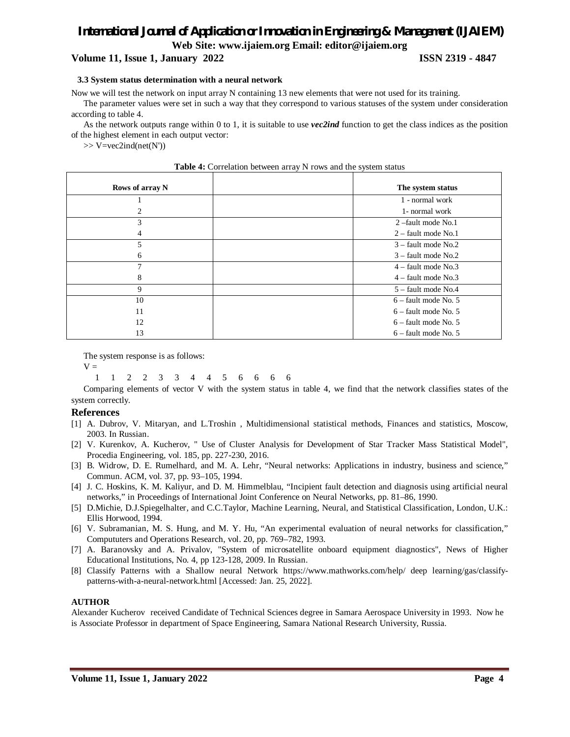### 3.3 System status determination with a neural network

Now we will test the network on input array N containing 13 new elements that were not used for its training.

The parameter values were set in such a way that they correspond to various statuses of the system under consideration according to table 4.

As the network outputs range within 0 to 1, it is suitable to use ***vec2ind*** function to get the class indices as the position of the highest element in each output vector:

```
>> V=vec2ind(net(N'))
```

**Table 4:** Correlation between array N rows and the system status

| Rows of array N | | The system status |
|---|---|---|
| 1 | | 1 - normal work |
| 2 | | 1- normal work |
| 3 | | 2 –fault mode No.1 |
| 4 | | 2 – fault mode No.1 |
| 5 | | 3 – fault mode No.2 |
| 6 | | 3 – fault mode No.2 |
| 7 | | 4 – fault mode No.3 |
| 8 | | 4 – fault mode No.3 |
| 9 | | 5 – fault mode No.4 |
| 10 | | 6 – fault mode No. 5 |
| 11 | | 6 – fault mode No. 5 |
| 12 | | 6 – fault mode No. 5 |
| 13 | | 6 – fault mode No. 5 |

The system response is as follows:

```
V =
   1   1   2   2   3   3   4   4   5   6   6   6   6
```

Comparing elements of vector V with the system status in table 4, we find that the network classifies states of the system correctly.

## References

[1] A. Dubrov, V. Mitaryan, and L.Troshin , Multidimensional statistical methods, Finances and statistics, Moscow, 2003. In Russian.

[2] V. Kurenkov, A. Kucherov, " Use of Cluster Analysis for Development of Star Tracker Mass Statistical Model", Procedia Engineering, vol. 185, pp. 227-230, 2016.

[3] B. Widrow, D. E. Rumelhard, and M. A. Lehr, "Neural networks: Applications in industry, business and science," Commun. ACM, vol. 37, pp. 93–105, 1994.

[4] J. C. Hoskins, K. M. Kaliyur, and D. M. Himmelblau, "Incipient fault detection and diagnosis using artificial neural networks," in Proceedings of International Joint Conference on Neural Networks, pp. 81–86, 1990.

[5] D.Michie, D.J.Spiegelhalter, and C.C.Taylor, Machine Learning, Neural, and Statistical Classification, London, U.K.: Ellis Horwood, 1994.

[6] V. Subramanian, M. S. Hung, and M. Y. Hu, "An experimental evaluation of neural networks for classification," Compututers and Operations Research, vol. 20, pp. 769–782, 1993.

[7] A. Baranovsky and A. Privalov, "System of microsatellite onboard equipment diagnostics", News of Higher Educational Institutions, No. 4, pp 123-128, 2009. In Russian.

[8] Classify Patterns with a Shallow neural Network https://www.mathworks.com/help/ deep learning/gas/classify-patterns-with-a-neural-network.html [Accessed: Jan. 25, 2022].

**AUTHOR**

Alexander Kucherov received Candidate of Technical Sciences degree in Samara Aerospace University in 1993. Now he is Associate Professor in department of Space Engineering, Samara National Research University, Russia.